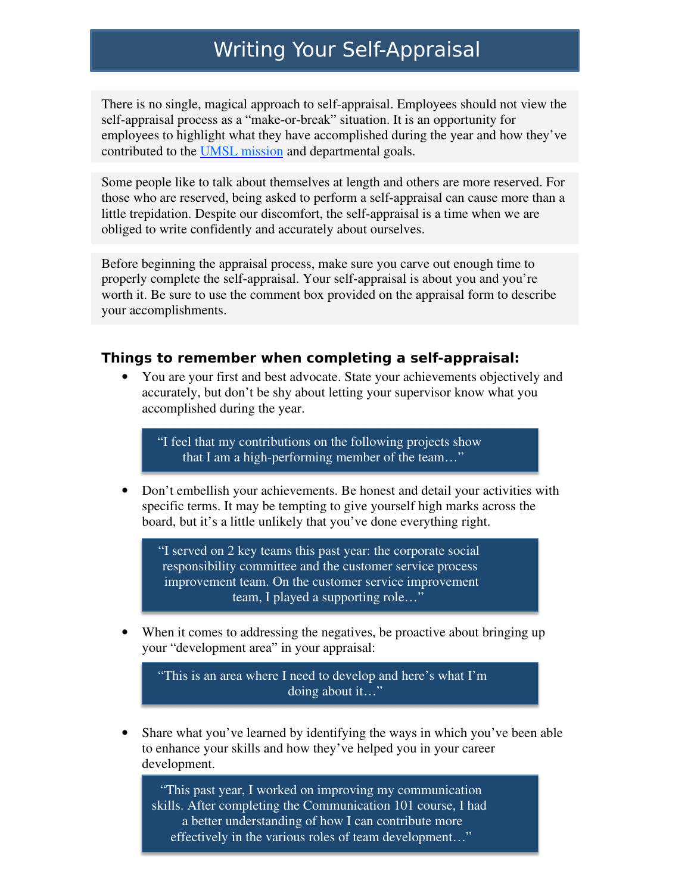# Writing Your Self-Appraisal

There is no single, magical approach to self-appraisal. Employees should not view the self-appraisal process as a "make-or-break" situation. It is an opportunity for employees to highlight what they have accomplished during the year and how they've contributed to the [UMSL mission](#) and departmental goals.

Some people like to talk about themselves at length and others are more reserved. For those who are reserved, being asked to perform a self-appraisal can cause more than a little trepidation. Despite our discomfort, the self-appraisal is a time when we are obliged to write confidently and accurately about ourselves.

Before beginning the appraisal process, make sure you carve out enough time to properly complete the self-appraisal. Your self-appraisal is about you and you're worth it. Be sure to use the comment box provided on the appraisal form to describe your accomplishments.

### Things to remember when completing a self-appraisal:

- You are your first and best advocate. State your achievements objectively and accurately, but don't be shy about letting your supervisor know what you accomplished during the year.

  > "I feel that my contributions on the following projects show that I am a high-performing member of the team…"

- Don't embellish your achievements. Be honest and detail your activities with specific terms. It may be tempting to give yourself high marks across the board, but it's a little unlikely that you've done everything right.

  > "I served on 2 key teams this past year: the corporate social responsibility committee and the customer service process improvement team. On the customer service improvement team, I played a supporting role…"

- When it comes to addressing the negatives, be proactive about bringing up your "development area" in your appraisal:

  > "This is an area where I need to develop and here's what I'm doing about it…"

- Share what you've learned by identifying the ways in which you've been able to enhance your skills and how they've helped you in your career development.

  > "This past year, I worked on improving my communication skills. After completing the Communication 101 course, I had a better understanding of how I can contribute more effectively in the various roles of team development…"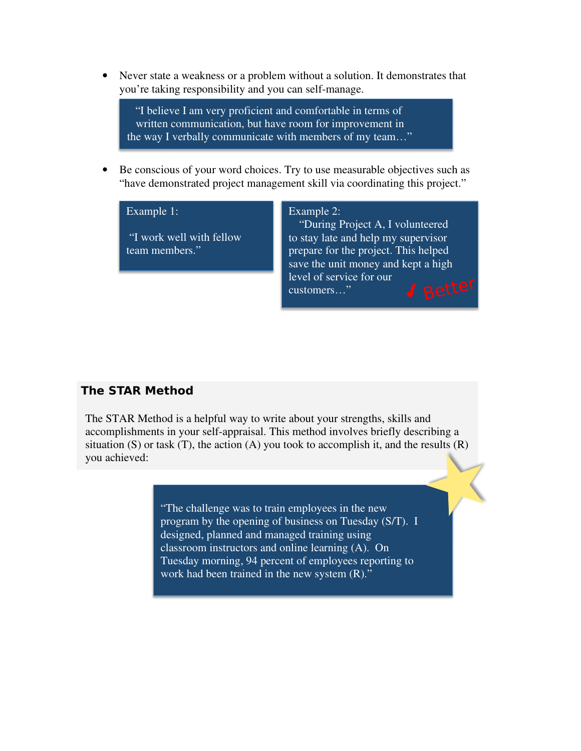- Never state a weakness or a problem without a solution. It demonstrates that you're taking responsibility and you can self-manage.

> "I believe I am very proficient and comfortable in terms of written communication, but have room for improvement in the way I verbally communicate with members of my team…"

- Be conscious of your word choices. Try to use measurable objectives such as "have demonstrated project management skill via coordinating this project."

> Example 1:
>
> "I work well with fellow team members."

> Example 2:
>
> "During Project A, I volunteered to stay late and help my supervisor prepare for the project. This helped save the unit money and kept a high level of service for our customers…"
>
> ✓ Better

## The STAR Method

The STAR Method is a helpful way to write about your strengths, skills and accomplishments in your self-appraisal. This method involves briefly describing a situation (S) or task (T), the action (A) you took to accomplish it, and the results (R) you achieved:

> "The challenge was to train employees in the new program by the opening of business on Tuesday (S/T). I designed, planned and managed training using classroom instructors and online learning (A). On Tuesday morning, 94 percent of employees reporting to work had been trained in the new system (R)."